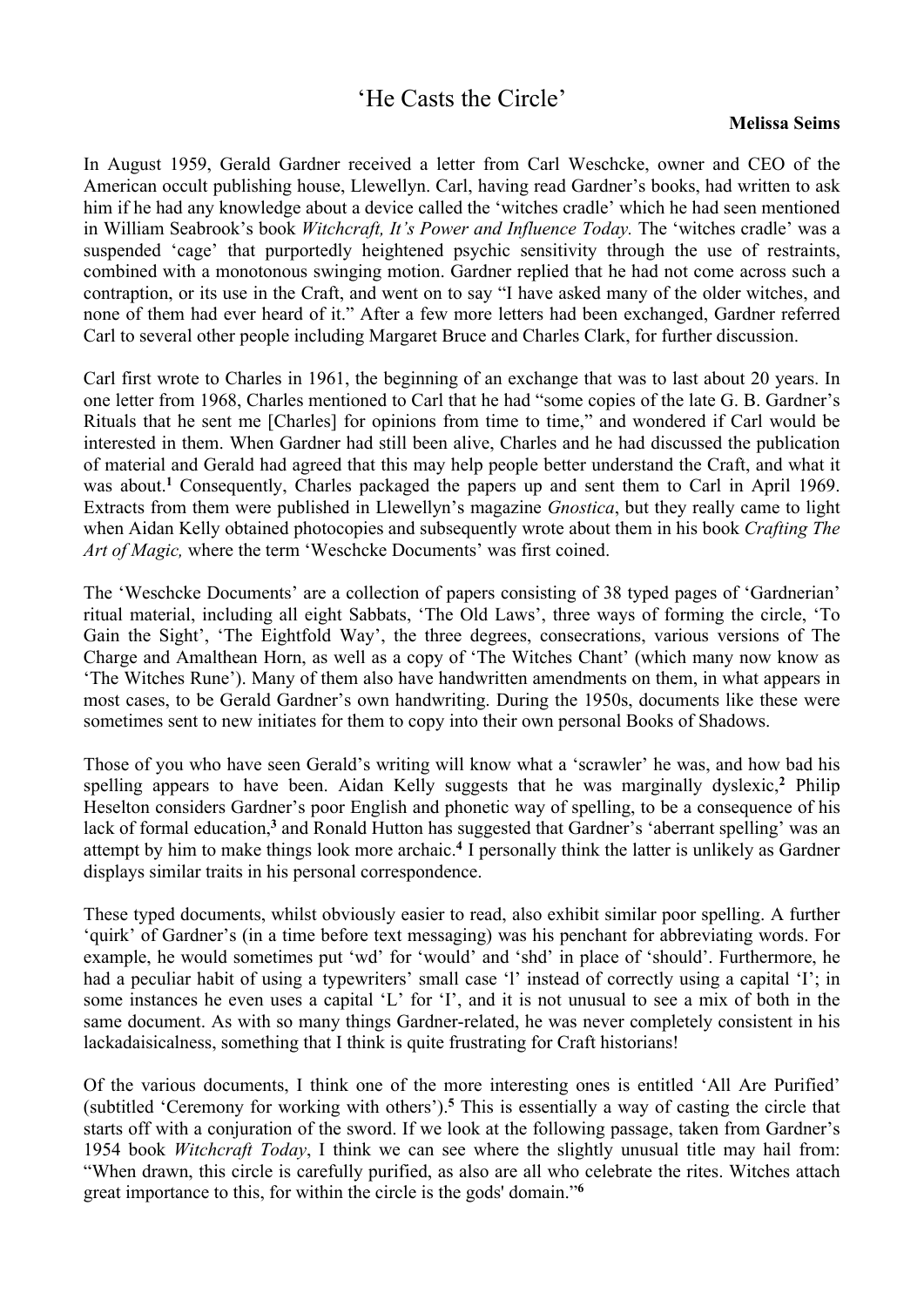# 'He Casts the Circle'

**Melissa Seims**

In August 1959, Gerald Gardner received a letter from Carl Weschcke, owner and CEO of the American occult publishing house, Llewellyn. Carl, having read Gardner's books, had written to ask him if he had any knowledge about a device called the 'witches cradle' which he had seen mentioned in William Seabrook's book *Witchcraft, It's Power and Influence Today.* The 'witches cradle' was a suspended 'cage' that purportedly heightened psychic sensitivity through the use of restraints, combined with a monotonous swinging motion. Gardner replied that he had not come across such a contraption, or its use in the Craft, and went on to say "I have asked many of the older witches, and none of them had ever heard of it." After a few more letters had been exchanged, Gardner referred Carl to several other people including Margaret Bruce and Charles Clark, for further discussion.

Carl first wrote to Charles in 1961, the beginning of an exchange that was to last about 20 years. In one letter from 1968, Charles mentioned to Carl that he had "some copies of the late G. B. Gardner's Rituals that he sent me [Charles] for opinions from time to time," and wondered if Carl would be interested in them. When Gardner had still been alive, Charles and he had discussed the publication of material and Gerald had agreed that this may help people better understand the Craft, and what it was about.[1] Consequently, Charles packaged the papers up and sent them to Carl in April 1969. Extracts from them were published in Llewellyn's magazine *Gnostica*, but they really came to light when Aidan Kelly obtained photocopies and subsequently wrote about them in his book *Crafting The Art of Magic,* where the term 'Weschcke Documents' was first coined.

The 'Weschcke Documents' are a collection of papers consisting of 38 typed pages of 'Gardnerian' ritual material, including all eight Sabbats, 'The Old Laws', three ways of forming the circle, 'To Gain the Sight', 'The Eightfold Way', the three degrees, consecrations, various versions of The Charge and Amalthean Horn, as well as a copy of 'The Witches Chant' (which many now know as 'The Witches Rune'). Many of them also have handwritten amendments on them, in what appears in most cases, to be Gerald Gardner's own handwriting. During the 1950s, documents like these were sometimes sent to new initiates for them to copy into their own personal Books of Shadows.

Those of you who have seen Gerald's writing will know what a 'scrawler' he was, and how bad his spelling appears to have been. Aidan Kelly suggests that he was marginally dyslexic,[2] Philip Heselton considers Gardner's poor English and phonetic way of spelling, to be a consequence of his lack of formal education,[3] and Ronald Hutton has suggested that Gardner's 'aberrant spelling' was an attempt by him to make things look more archaic.[4] I personally think the latter is unlikely as Gardner displays similar traits in his personal correspondence.

These typed documents, whilst obviously easier to read, also exhibit similar poor spelling. A further 'quirk' of Gardner's (in a time before text messaging) was his penchant for abbreviating words. For example, he would sometimes put 'wd' for 'would' and 'shd' in place of 'should'. Furthermore, he had a peculiar habit of using a typewriters' small case 'l' instead of correctly using a capital 'I'; in some instances he even uses a capital 'L' for 'I', and it is not unusual to see a mix of both in the same document. As with so many things Gardner-related, he was never completely consistent in his lackadaisicalness, something that I think is quite frustrating for Craft historians!

Of the various documents, I think one of the more interesting ones is entitled 'All Are Purified' (subtitled 'Ceremony for working with others').[5] This is essentially a way of casting the circle that starts off with a conjuration of the sword. If we look at the following passage, taken from Gardner's 1954 book *Witchcraft Today*, I think we can see where the slightly unusual title may hail from: "When drawn, this circle is carefully purified, as also are all who celebrate the rites. Witches attach great importance to this, for within the circle is the gods' domain."[6]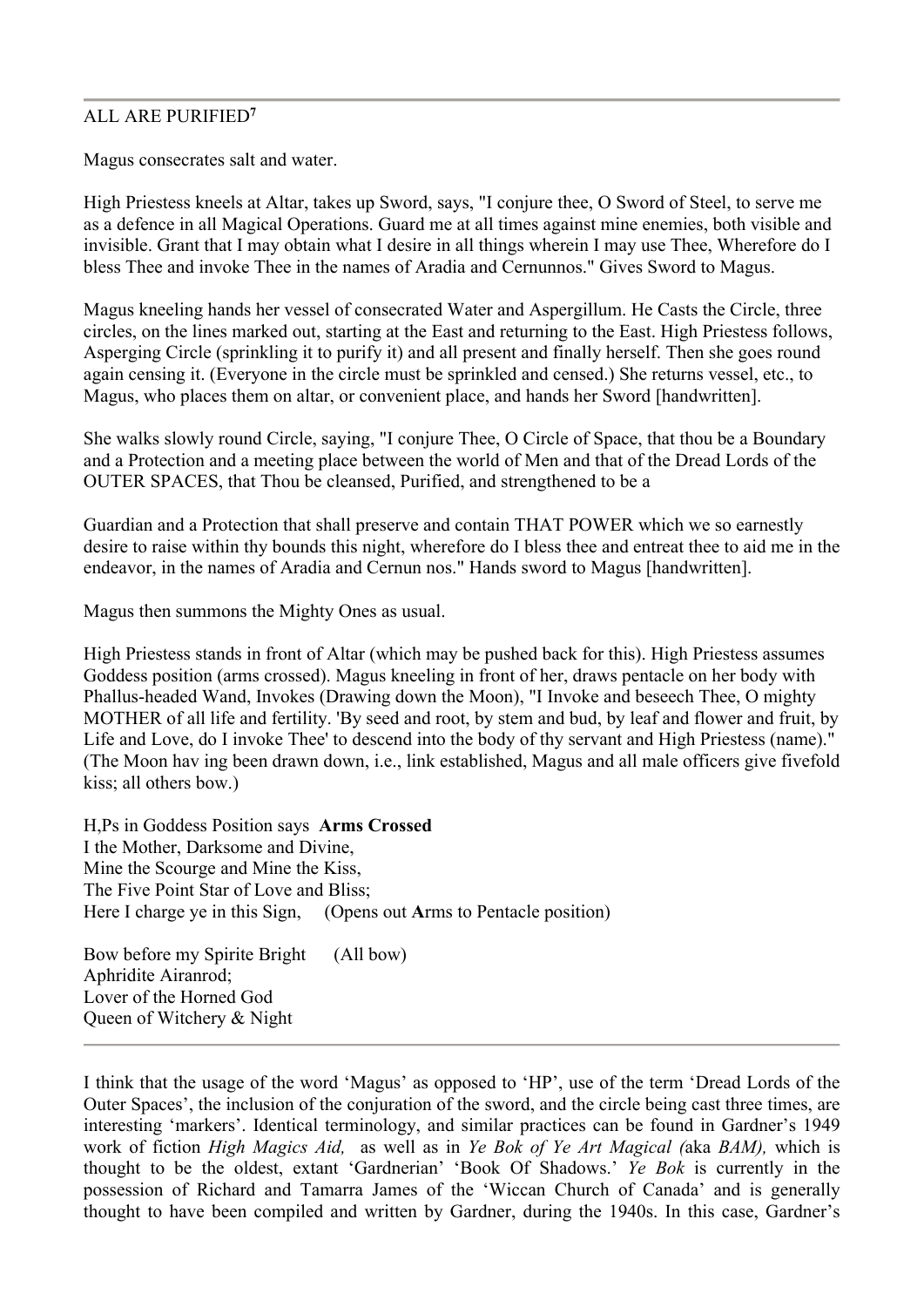---

ALL ARE PURIFIED[7]

Magus consecrates salt and water.

High Priestess kneels at Altar, takes up Sword, says, "I conjure thee, O Sword of Steel, to serve me as a defence in all Magical Operations. Guard me at all times against mine enemies, both visible and invisible. Grant that I may obtain what I desire in all things wherein I may use Thee, Wherefore do I bless Thee and invoke Thee in the names of Aradia and Cernunnos." Gives Sword to Magus.

Magus kneeling hands her vessel of consecrated Water and Aspergillum. He Casts the Circle, three circles, on the lines marked out, starting at the East and returning to the East. High Priestess follows, Asperging Circle (sprinkling it to purify it) and all present and finally herself. Then she goes round again censing it. (Everyone in the circle must be sprinkled and censed.) She returns vessel, etc., to Magus, who places them on altar, or convenient place, and hands her Sword [handwritten].

She walks slowly round Circle, saying, "I conjure Thee, O Circle of Space, that thou be a Boundary and a Protection and a meeting place between the world of Men and that of the Dread Lords of the OUTER SPACES, that Thou be cleansed, Purified, and strengthened to be a

Guardian and a Protection that shall preserve and contain THAT POWER which we so earnestly desire to raise within thy bounds this night, wherefore do I bless thee and entreat thee to aid me in the endeavor, in the names of Aradia and Cernun nos." Hands sword to Magus [handwritten].

Magus then summons the Mighty Ones as usual.

High Priestess stands in front of Altar (which may be pushed back for this). High Priestess assumes Goddess position (arms crossed). Magus kneeling in front of her, draws pentacle on her body with Phallus-headed Wand, Invokes (Drawing down the Moon), "I Invoke and beseech Thee, O mighty MOTHER of all life and fertility. 'By seed and root, by stem and bud, by leaf and flower and fruit, by Life and Love, do I invoke Thee' to descend into the body of thy servant and High Priestess (name)." (The Moon hav ing been drawn down, i.e., link established, Magus and all male officers give fivefold kiss; all others bow.)

H,Ps in Goddess Position says **Arms Crossed**
I the Mother, Darksome and Divine,
Mine the Scourge and Mine the Kiss,
The Five Point Star of Love and Bliss;
Here I charge ye in this Sign, (Opens out **A**rms to Pentacle position)

Bow before my Spirite Bright (All bow)
Aphridite Airanrod;
Lover of the Horned God
Queen of Witchery & Night

---

I think that the usage of the word 'Magus' as opposed to 'HP', use of the term 'Dread Lords of the Outer Spaces', the inclusion of the conjuration of the sword, and the circle being cast three times, are interesting 'markers'. Identical terminology, and similar practices can be found in Gardner's 1949 work of fiction *High Magics Aid,* as well as in *Ye Bok of Ye Art Magical (*aka *BAM),* which is thought to be the oldest, extant 'Gardnerian' 'Book Of Shadows.' *Ye Bok* is currently in the possession of Richard and Tamarra James of the 'Wiccan Church of Canada' and is generally thought to have been compiled and written by Gardner, during the 1940s. In this case, Gardner's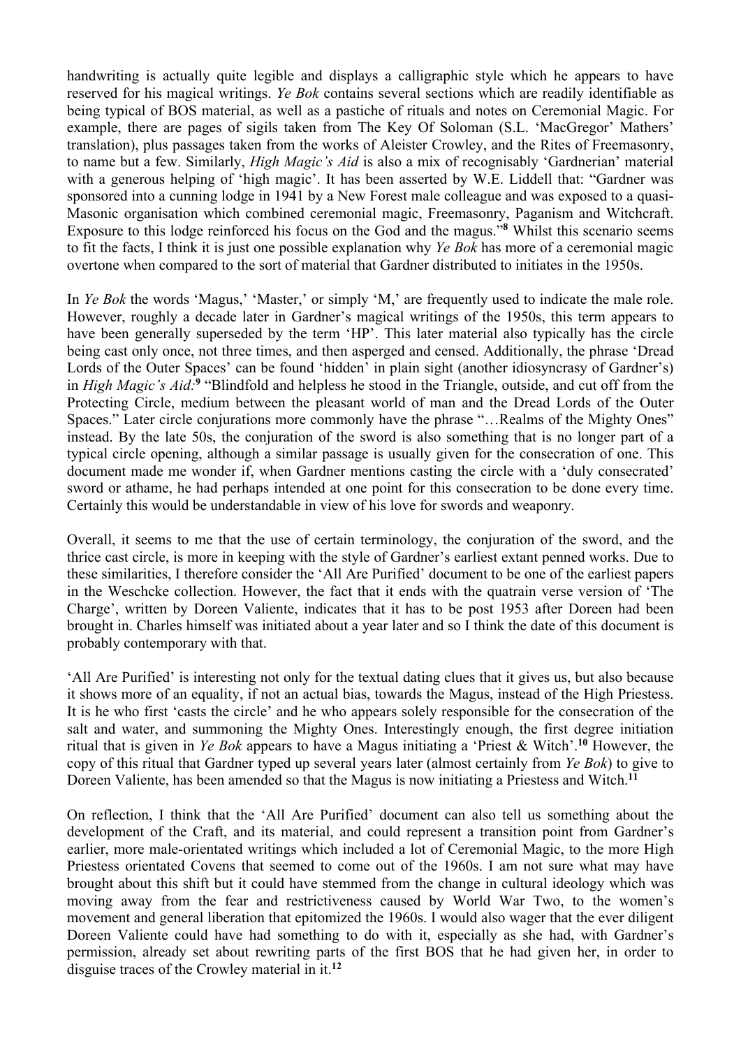handwriting is actually quite legible and displays a calligraphic style which he appears to have reserved for his magical writings. *Ye Bok* contains several sections which are readily identifiable as being typical of BOS material, as well as a pastiche of rituals and notes on Ceremonial Magic. For example, there are pages of sigils taken from The Key Of Soloman (S.L. 'MacGregor' Mathers' translation), plus passages taken from the works of Aleister Crowley, and the Rites of Freemasonry, to name but a few. Similarly, *High Magic's Aid* is also a mix of recognisably 'Gardnerian' material with a generous helping of 'high magic'. It has been asserted by W.E. Liddell that: "Gardner was sponsored into a cunning lodge in 1941 by a New Forest male colleague and was exposed to a quasi-Masonic organisation which combined ceremonial magic, Freemasonry, Paganism and Witchcraft. Exposure to this lodge reinforced his focus on the God and the magus."[8] Whilst this scenario seems to fit the facts, I think it is just one possible explanation why *Ye Bok* has more of a ceremonial magic overtone when compared to the sort of material that Gardner distributed to initiates in the 1950s.

In *Ye Bok* the words 'Magus,' 'Master,' or simply 'M,' are frequently used to indicate the male role. However, roughly a decade later in Gardner's magical writings of the 1950s, this term appears to have been generally superseded by the term 'HP'. This later material also typically has the circle being cast only once, not three times, and then asperged and censed. Additionally, the phrase 'Dread Lords of the Outer Spaces' can be found 'hidden' in plain sight (another idiosyncrasy of Gardner's) in *High Magic's Aid:*[9] "Blindfold and helpless he stood in the Triangle, outside, and cut off from the Protecting Circle, medium between the pleasant world of man and the Dread Lords of the Outer Spaces." Later circle conjurations more commonly have the phrase "…Realms of the Mighty Ones" instead. By the late 50s, the conjuration of the sword is also something that is no longer part of a typical circle opening, although a similar passage is usually given for the consecration of one. This document made me wonder if, when Gardner mentions casting the circle with a 'duly consecrated' sword or athame, he had perhaps intended at one point for this consecration to be done every time. Certainly this would be understandable in view of his love for swords and weaponry.

Overall, it seems to me that the use of certain terminology, the conjuration of the sword, and the thrice cast circle, is more in keeping with the style of Gardner's earliest extant penned works. Due to these similarities, I therefore consider the 'All Are Purified' document to be one of the earliest papers in the Weschcke collection. However, the fact that it ends with the quatrain verse version of 'The Charge', written by Doreen Valiente, indicates that it has to be post 1953 after Doreen had been brought in. Charles himself was initiated about a year later and so I think the date of this document is probably contemporary with that.

'All Are Purified' is interesting not only for the textual dating clues that it gives us, but also because it shows more of an equality, if not an actual bias, towards the Magus, instead of the High Priestess. It is he who first 'casts the circle' and he who appears solely responsible for the consecration of the salt and water, and summoning the Mighty Ones. Interestingly enough, the first degree initiation ritual that is given in *Ye Bok* appears to have a Magus initiating a 'Priest & Witch'.[10] However, the copy of this ritual that Gardner typed up several years later (almost certainly from *Ye Bok*) to give to Doreen Valiente, has been amended so that the Magus is now initiating a Priestess and Witch.[11]

On reflection, I think that the 'All Are Purified' document can also tell us something about the development of the Craft, and its material, and could represent a transition point from Gardner's earlier, more male-orientated writings which included a lot of Ceremonial Magic, to the more High Priestess orientated Covens that seemed to come out of the 1960s. I am not sure what may have brought about this shift but it could have stemmed from the change in cultural ideology which was moving away from the fear and restrictiveness caused by World War Two, to the women's movement and general liberation that epitomized the 1960s. I would also wager that the ever diligent Doreen Valiente could have had something to do with it, especially as she had, with Gardner's permission, already set about rewriting parts of the first BOS that he had given her, in order to disguise traces of the Crowley material in it.[12]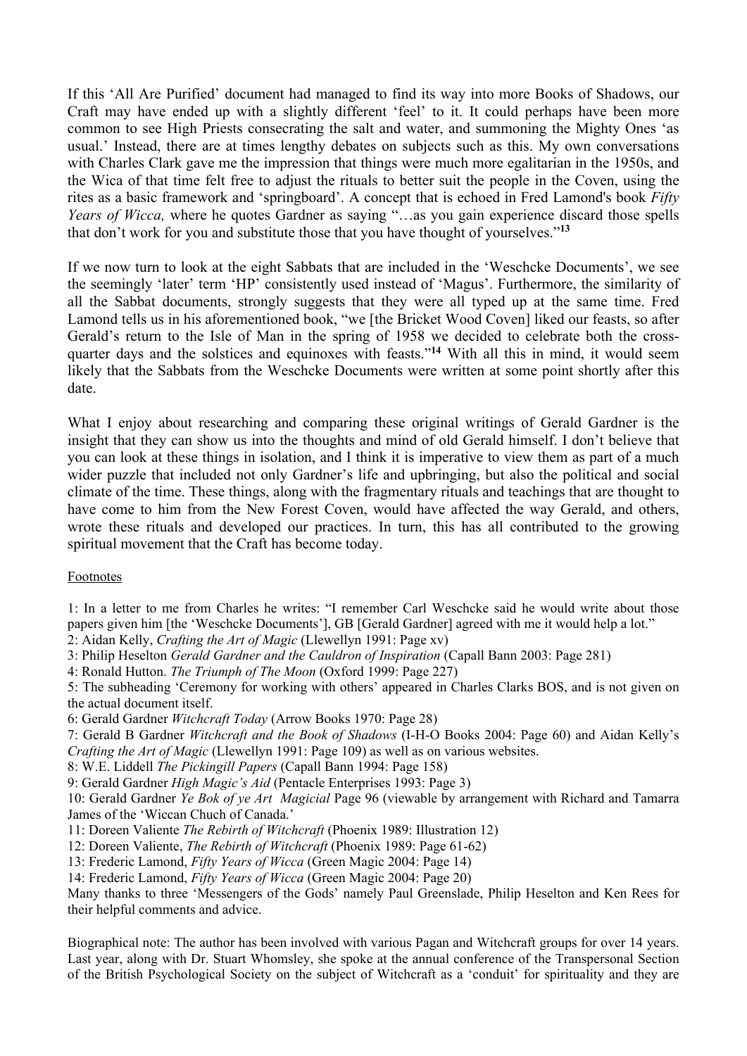If this 'All Are Purified' document had managed to find its way into more Books of Shadows, our Craft may have ended up with a slightly different 'feel' to it. It could perhaps have been more common to see High Priests consecrating the salt and water, and summoning the Mighty Ones 'as usual.' Instead, there are at times lengthy debates on subjects such as this. My own conversations with Charles Clark gave me the impression that things were much more egalitarian in the 1950s, and the Wica of that time felt free to adjust the rituals to better suit the people in the Coven, using the rites as a basic framework and 'springboard'. A concept that is echoed in Fred Lamond's book *Fifty Years of Wicca,* where he quotes Gardner as saying "…as you gain experience discard those spells that don't work for you and substitute those that you have thought of yourselves."**[13]**

If we now turn to look at the eight Sabbats that are included in the 'Weschcke Documents', we see the seemingly 'later' term 'HP' consistently used instead of 'Magus'. Furthermore, the similarity of all the Sabbat documents, strongly suggests that they were all typed up at the same time. Fred Lamond tells us in his aforementioned book, "we [the Bricket Wood Coven] liked our feasts, so after Gerald's return to the Isle of Man in the spring of 1958 we decided to celebrate both the cross-quarter days and the solstices and equinoxes with feasts."**[14]** With all this in mind, it would seem likely that the Sabbats from the Weschcke Documents were written at some point shortly after this date.

What I enjoy about researching and comparing these original writings of Gerald Gardner is the insight that they can show us into the thoughts and mind of old Gerald himself. I don't believe that you can look at these things in isolation, and I think it is imperative to view them as part of a much wider puzzle that included not only Gardner's life and upbringing, but also the political and social climate of the time. These things, along with the fragmentary rituals and teachings that are thought to have come to him from the New Forest Coven, would have affected the way Gerald, and others, wrote these rituals and developed our practices. In turn, this has all contributed to the growing spiritual movement that the Craft has become today.

Footnotes

1: In a letter to me from Charles he writes: "I remember Carl Weschcke said he would write about those papers given him [the 'Weschcke Documents'], GB [Gerald Gardner] agreed with me it would help a lot."
2: Aidan Kelly, *Crafting the Art of Magic* (Llewellyn 1991: Page xv)
3: Philip Heselton *Gerald Gardner and the Cauldron of Inspiration* (Capall Bann 2003: Page 281)
4: Ronald Hutton. *The Triumph of The Moon* (Oxford 1999: Page 227)
5: The subheading 'Ceremony for working with others' appeared in Charles Clarks BOS, and is not given on the actual document itself.
6: Gerald Gardner *Witchcraft Today* (Arrow Books 1970: Page 28)
7: Gerald B Gardner *Witchcraft and the Book of Shadows* (I-H-O Books 2004: Page 60) and Aidan Kelly's *Crafting the Art of Magic* (Llewellyn 1991: Page 109) as well as on various websites.
8: W.E. Liddell *The Pickingill Papers* (Capall Bann 1994: Page 158)
9: Gerald Gardner *High Magic's Aid* (Pentacle Enterprises 1993: Page 3)
10: Gerald Gardner *Ye Bok of ye Art Magicial* Page 96 (viewable by arrangement with Richard and Tamarra James of the 'Wiccan Chuch of Canada.'
11: Doreen Valiente *The Rebirth of Witchcraft* (Phoenix 1989: Illustration 12)
12: Doreen Valiente, *The Rebirth of Witchcraft* (Phoenix 1989: Page 61-62)
13: Frederic Lamond, *Fifty Years of Wicca* (Green Magic 2004: Page 14)
14: Frederic Lamond, *Fifty Years of Wicca* (Green Magic 2004: Page 20)
Many thanks to three 'Messengers of the Gods' namely Paul Greenslade, Philip Heselton and Ken Rees for their helpful comments and advice.

Biographical note: The author has been involved with various Pagan and Witchcraft groups for over 14 years. Last year, along with Dr. Stuart Whomsley, she spoke at the annual conference of the Transpersonal Section of the British Psychological Society on the subject of Witchcraft as a 'conduit' for spirituality and they are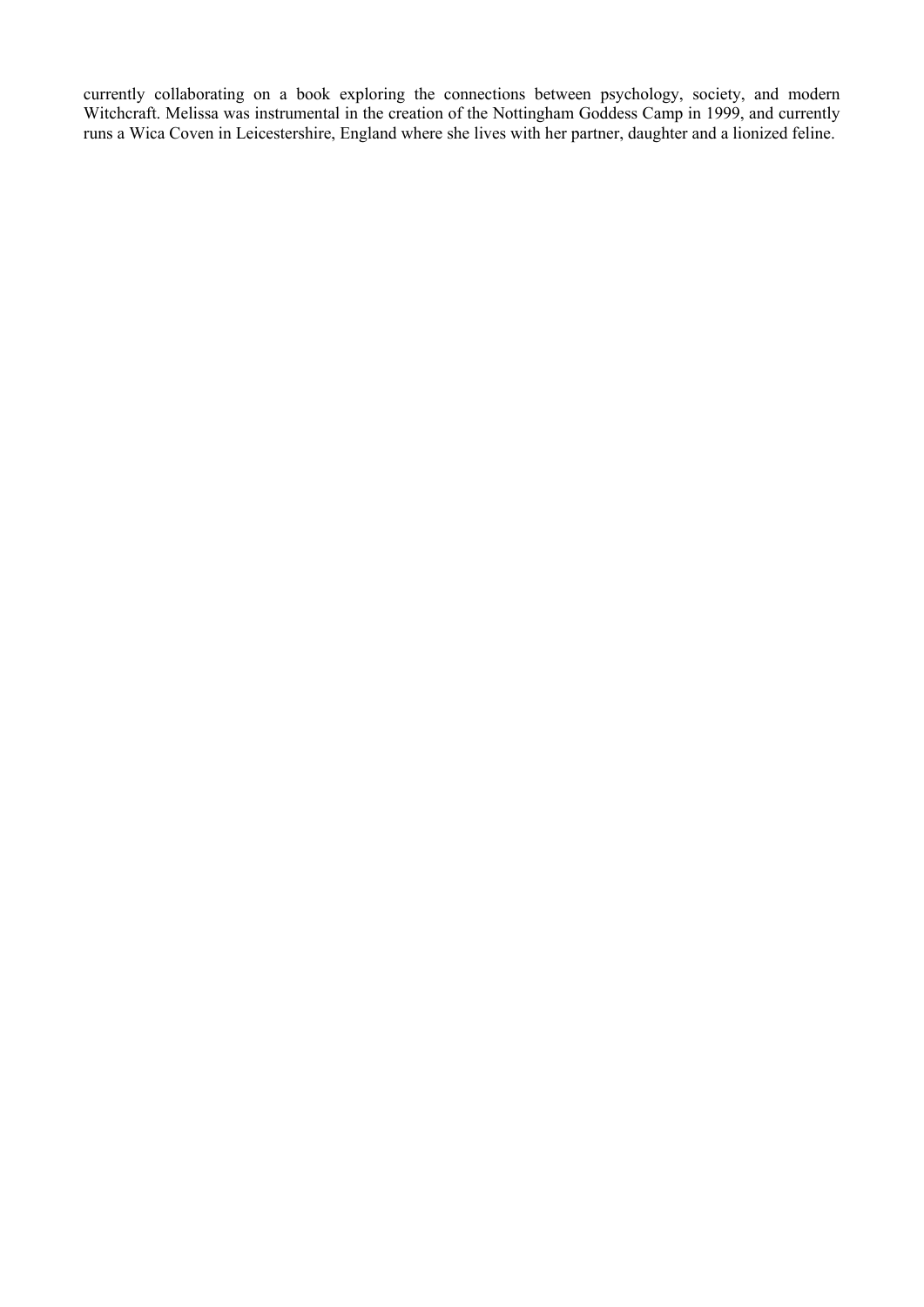currently collaborating on a book exploring the connections between psychology, society, and modern Witchcraft. Melissa was instrumental in the creation of the Nottingham Goddess Camp in 1999, and currently runs a Wica Coven in Leicestershire, England where she lives with her partner, daughter and a lionized feline.